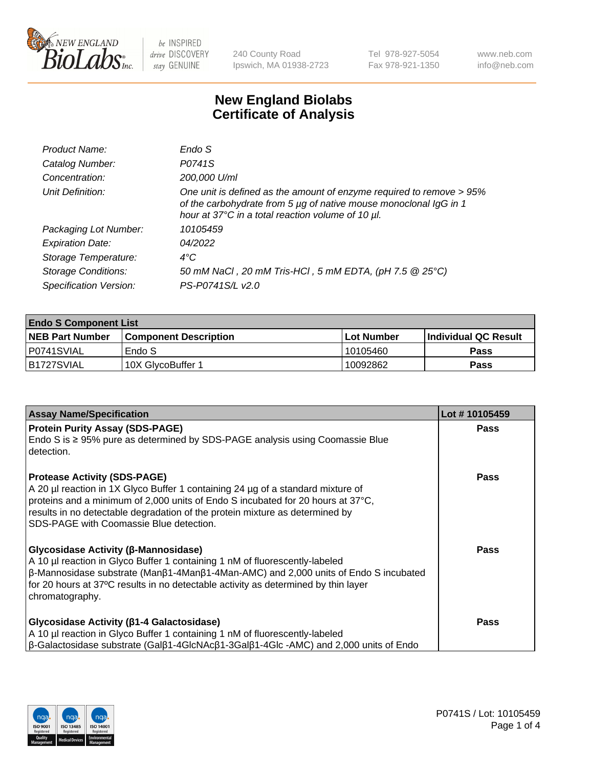# New England Biolabs Certificate of Analysis

| | |
|---|---|
| *Product Name:* | *Endo S* |
| *Catalog Number:* | *P0741S* |
| *Concentration:* | *200,000 U/ml* |
| *Unit Definition:* | *One unit is defined as the amount of enzyme required to remove > 95% of the carbohydrate from 5 µg of native mouse monoclonal IgG in 1 hour at 37°C in a total reaction volume of 10 µl.* |
| *Packaging Lot Number:* | *10105459* |
| *Expiration Date:* | *04/2022* |
| *Storage Temperature:* | *4°C* |
| *Storage Conditions:* | *50 mM NaCl , 20 mM Tris-HCl , 5 mM EDTA, (pH 7.5 @ 25°C)* |
| *Specification Version:* | *PS-P0741S/L v2.0* |

| **Endo S Component List** | | | |
|---|---|---|---|
| **NEB Part Number** | **Component Description** | **Lot Number** | **Individual QC Result** |
| P0741SVIAL | Endo S | 10105460 | **Pass** |
| B1727SVIAL | 10X GlycoBuffer 1 | 10092862 | **Pass** |

| **Assay Name/Specification** | **Lot # 10105459** |
|---|---|
| **Protein Purity Assay (SDS-PAGE)**<br>Endo S is ≥ 95% pure as determined by SDS-PAGE analysis using Coomassie Blue detection. | **Pass** |
| **Protease Activity (SDS-PAGE)**<br>A 20 µl reaction in 1X Glyco Buffer 1 containing 24 µg of a standard mixture of proteins and a minimum of 2,000 units of Endo S incubated for 20 hours at 37°C, results in no detectable degradation of the protein mixture as determined by SDS-PAGE with Coomassie Blue detection. | **Pass** |
| **Glycosidase Activity (β-Mannosidase)**<br>A 10 µl reaction in Glyco Buffer 1 containing 1 nM of fluorescently-labeled β-Mannosidase substrate (Manβ1-4Manβ1-4Man-AMC) and 2,000 units of Endo S incubated for 20 hours at 37ºC results in no detectable activity as determined by thin layer chromatography. | **Pass** |
| **Glycosidase Activity (β1-4 Galactosidase)**<br>A 10 µl reaction in Glyco Buffer 1 containing 1 nM of fluorescently-labeled β-Galactosidase substrate (Galβ1-4GlcNAcβ1-3Galβ1-4Glc -AMC) and 2,000 units of Endo | **Pass** |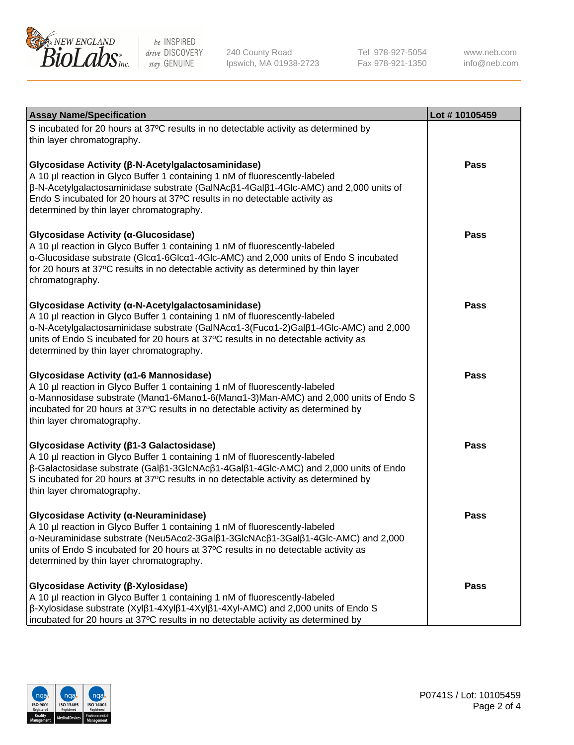| Assay Name/Specification | Lot # 10105459 |
|---|---|
| S incubated for 20 hours at 37ºC results in no detectable activity as determined by thin layer chromatography. | |
| **Glycosidase Activity (β-N-Acetylgalactosaminidase)**<br>A 10 µl reaction in Glyco Buffer 1 containing 1 nM of fluorescently-labeled β-N-Acetylgalactosaminidase substrate (GalNAcβ1-4Galβ1-4Glc-AMC) and 2,000 units of Endo S incubated for 20 hours at 37ºC results in no detectable activity as determined by thin layer chromatography. | Pass |
| **Glycosidase Activity (α-Glucosidase)**<br>A 10 µl reaction in Glyco Buffer 1 containing 1 nM of fluorescently-labeled α-Glucosidase substrate (Glcα1-6Glcα1-4Glc-AMC) and 2,000 units of Endo S incubated for 20 hours at 37ºC results in no detectable activity as determined by thin layer chromatography. | Pass |
| **Glycosidase Activity (α-N-Acetylgalactosaminidase)**<br>A 10 µl reaction in Glyco Buffer 1 containing 1 nM of fluorescently-labeled α-N-Acetylgalactosaminidase substrate (GalNAcα1-3(Fucα1-2)Galβ1-4Glc-AMC) and 2,000 units of Endo S incubated for 20 hours at 37ºC results in no detectable activity as determined by thin layer chromatography. | Pass |
| **Glycosidase Activity (α1-6 Mannosidase)**<br>A 10 µl reaction in Glyco Buffer 1 containing 1 nM of fluorescently-labeled α-Mannosidase substrate (Manα1-6Manα1-6(Manα1-3)Man-AMC) and 2,000 units of Endo S incubated for 20 hours at 37ºC results in no detectable activity as determined by thin layer chromatography. | Pass |
| **Glycosidase Activity (β1-3 Galactosidase)**<br>A 10 µl reaction in Glyco Buffer 1 containing 1 nM of fluorescently-labeled β-Galactosidase substrate (Galβ1-3GlcNAcβ1-4Galβ1-4Glc-AMC) and 2,000 units of Endo S incubated for 20 hours at 37ºC results in no detectable activity as determined by thin layer chromatography. | Pass |
| **Glycosidase Activity (α-Neuraminidase)**<br>A 10 µl reaction in Glyco Buffer 1 containing 1 nM of fluorescently-labeled α-Neuraminidase substrate (Neu5Acα2-3Galβ1-3GlcNAcβ1-3Galβ1-4Glc-AMC) and 2,000 units of Endo S incubated for 20 hours at 37ºC results in no detectable activity as determined by thin layer chromatography. | Pass |
| **Glycosidase Activity (β-Xylosidase)**<br>A 10 µl reaction in Glyco Buffer 1 containing 1 nM of fluorescently-labeled β-Xylosidase substrate (Xylβ1-4Xylβ1-4Xylβ1-4Xyl-AMC) and 2,000 units of Endo S incubated for 20 hours at 37ºC results in no detectable activity as determined by | Pass |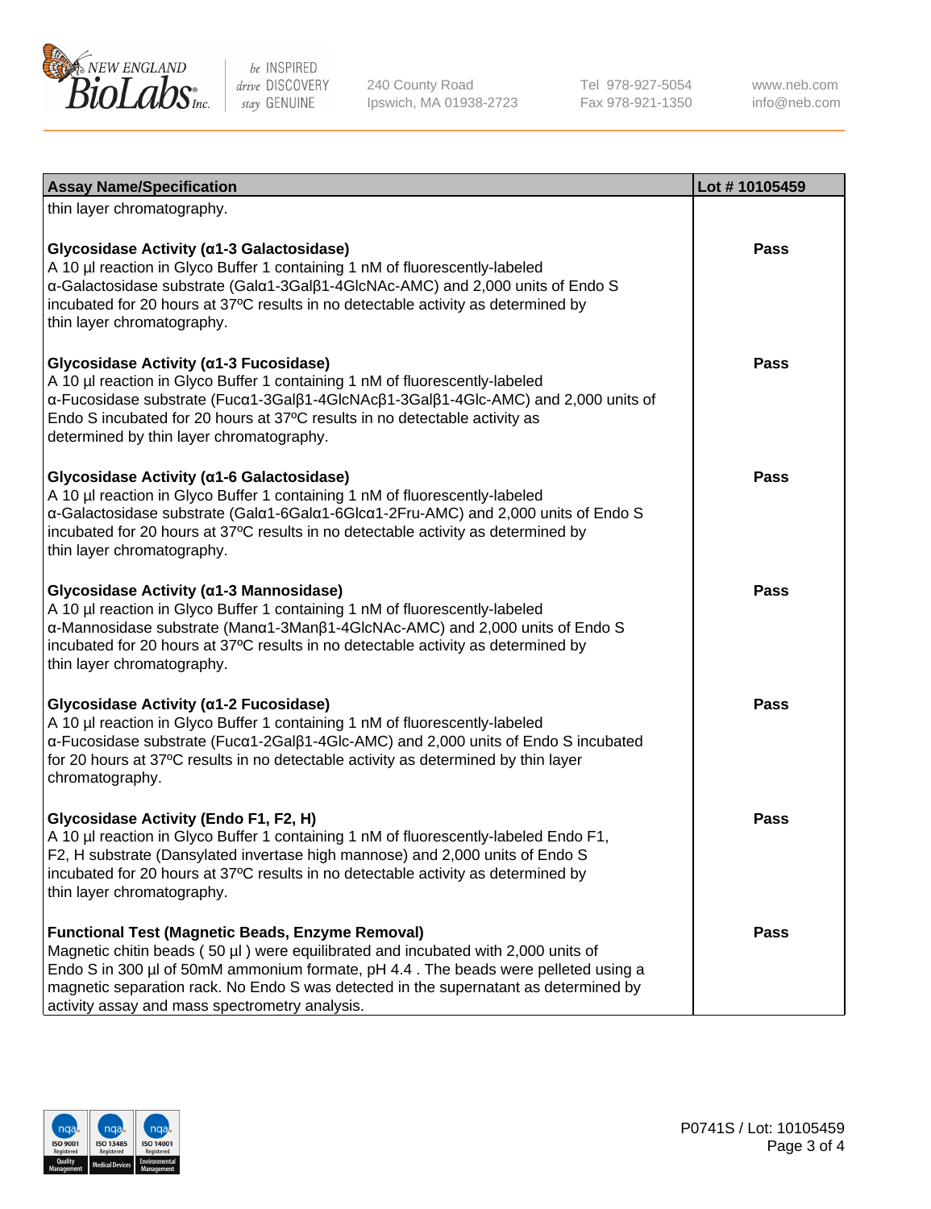| Assay Name/Specification | Lot # 10105459 |
|---|---|
| thin layer chromatography. | |
| **Glycosidase Activity (α1-3 Galactosidase)**<br>A 10 µl reaction in Glyco Buffer 1 containing 1 nM of fluorescently-labeled α-Galactosidase substrate (Galα1-3Galβ1-4GlcNAc-AMC) and 2,000 units of Endo S incubated for 20 hours at 37ºC results in no detectable activity as determined by thin layer chromatography. | Pass |
| **Glycosidase Activity (α1-3 Fucosidase)**<br>A 10 µl reaction in Glyco Buffer 1 containing 1 nM of fluorescently-labeled α-Fucosidase substrate (Fucα1-3Galβ1-4GlcNAcβ1-3Galβ1-4Glc-AMC) and 2,000 units of Endo S incubated for 20 hours at 37ºC results in no detectable activity as determined by thin layer chromatography. | Pass |
| **Glycosidase Activity (α1-6 Galactosidase)**<br>A 10 µl reaction in Glyco Buffer 1 containing 1 nM of fluorescently-labeled α-Galactosidase substrate (Galα1-6Galα1-6Glcα1-2Fru-AMC) and 2,000 units of Endo S incubated for 20 hours at 37ºC results in no detectable activity as determined by thin layer chromatography. | Pass |
| **Glycosidase Activity (α1-3 Mannosidase)**<br>A 10 µl reaction in Glyco Buffer 1 containing 1 nM of fluorescently-labeled α-Mannosidase substrate (Manα1-3Manβ1-4GlcNAc-AMC) and 2,000 units of Endo S incubated for 20 hours at 37ºC results in no detectable activity as determined by thin layer chromatography. | Pass |
| **Glycosidase Activity (α1-2 Fucosidase)**<br>A 10 µl reaction in Glyco Buffer 1 containing 1 nM of fluorescently-labeled α-Fucosidase substrate (Fucα1-2Galβ1-4Glc-AMC) and 2,000 units of Endo S incubated for 20 hours at 37ºC results in no detectable activity as determined by thin layer chromatography. | Pass |
| **Glycosidase Activity (Endo F1, F2, H)**<br>A 10 µl reaction in Glyco Buffer 1 containing 1 nM of fluorescently-labeled Endo F1, F2, H substrate (Dansylated invertase high mannose) and 2,000 units of Endo S incubated for 20 hours at 37ºC results in no detectable activity as determined by thin layer chromatography. | Pass |
| **Functional Test (Magnetic Beads, Enzyme Removal)**<br>Magnetic chitin beads ( 50 µl ) were equilibrated and incubated with 2,000 units of Endo S in 300 µl of 50mM ammonium formate, pH 4.4 . The beads were pelleted using a magnetic separation rack. No Endo S was detected in the supernatant as determined by activity assay and mass spectrometry analysis. | Pass |

P0741S / Lot: 10105459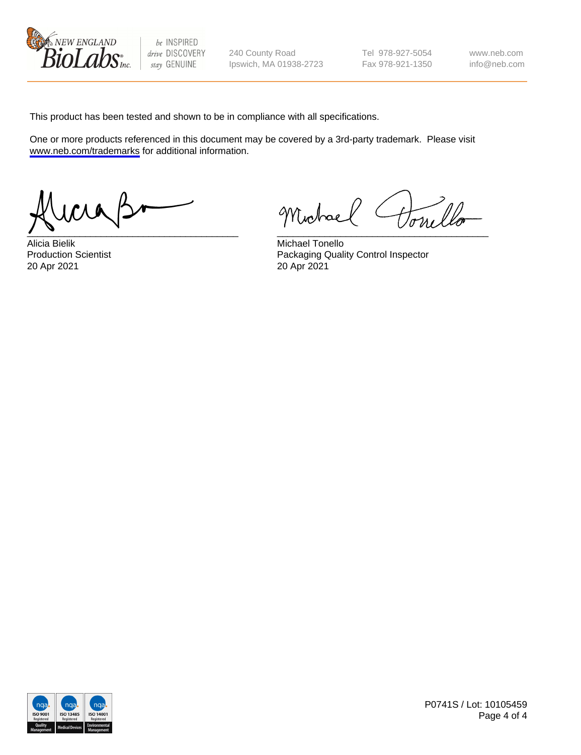This product has been tested and shown to be in compliance with all specifications.

One or more products referenced in this document may be covered by a 3rd-party trademark. Please visit www.neb.com/trademarks for additional information.

Alicia Bielik
Production Scientist
20 Apr 2021

Michael Tonello
Packaging Quality Control Inspector
20 Apr 2021

P0741S / Lot: 10105459